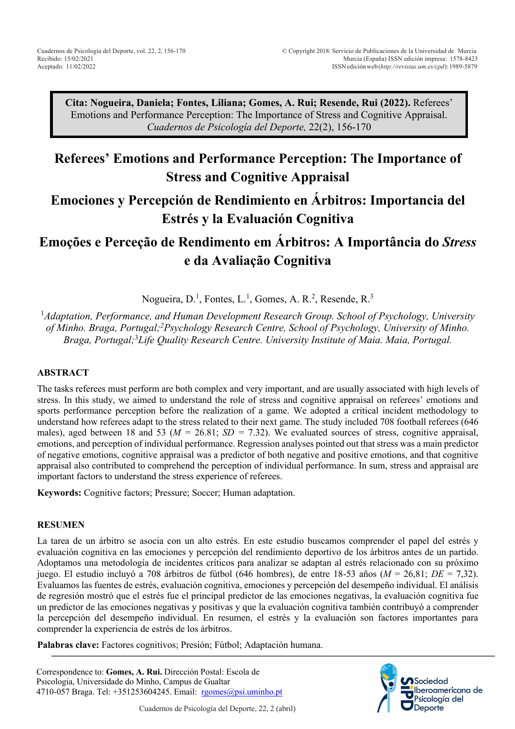Cuadernos de Psicología del Deporte, vol. 22, 2, 156-170
Recibido: 15/02/2021
Aceptado: 11/02/2022

© Copyright 2018: Servicio de Publicaciones de la Universidad de Murcia
Murcia (España) ISSN edición impresa: 1578-8423
ISSN edición web (*http://revistas.um.es/cpd*): 1989-5879

**Cita: Nogueira, Daniela; Fontes, Liliana; Gomes, A. Rui; Resende, Rui (2022).** Referees' Emotions and Performance Perception: The Importance of Stress and Cognitive Appraisal. *Cuadernos de Psicología del Deporte,* 22(2), 156-170

# Referees' Emotions and Performance Perception: The Importance of Stress and Cognitive Appraisal

# Emociones y Percepción de Rendimiento en Árbitros: Importancia del Estrés y la Evaluación Cognitiva

# Emoções e Perceção de Rendimento em Árbitros: A Importância do *Stress* e da Avaliação Cognitiva

Nogueira, D.[1], Fontes, L.[1], Gomes, A. R.[2], Resende, R.[3]

[1]*Adaptation, Performance, and Human Development Research Group. School of Psychology, University of Minho. Braga, Portugal;*[2]*Psychology Research Centre, School of Psychology, University of Minho. Braga, Portugal;*[3]*Life Quality Research Centre. University Institute of Maia. Maia, Portugal.*

## ABSTRACT

The tasks referees must perform are both complex and very important, and are usually associated with high levels of stress. In this study, we aimed to understand the role of stress and cognitive appraisal on referees' emotions and sports performance perception before the realization of a game. We adopted a critical incident methodology to understand how referees adapt to the stress related to their next game. The study included 708 football referees (646 males), aged between 18 and 53 ($M$ = 26.81; $SD$ = 7.32). We evaluated sources of stress, cognitive appraisal, emotions, and perception of individual performance. Regression analyses pointed out that stress was a main predictor of negative emotions, cognitive appraisal was a predictor of both negative and positive emotions, and that cognitive appraisal also contributed to comprehend the perception of individual performance. In sum, stress and appraisal are important factors to understand the stress experience of referees.

**Keywords:** Cognitive factors; Pressure; Soccer; Human adaptation.

## RESUMEN

La tarea de un árbitro se asocia con un alto estrés. En este estudio buscamos comprender el papel del estrés y evaluación cognitiva en las emociones y percepción del rendimiento deportivo de los árbitros antes de un partido. Adoptamos una metodología de incidentes críticos para analizar se adaptan al estrés relacionado con su próximo juego. El estudio incluyó a 708 árbitros de fútbol (646 hombres), de entre 18-53 años ($M$ = 26,81; $DE$ = 7,32). Evaluamos las fuentes de estrés, evaluación cognitiva, emociones y percepción del desempeño individual. El análisis de regresión mostró que el estrés fue el principal predictor de las emociones negativas, la evaluación cognitiva fue un predictor de las emociones negativas y positivas y que la evaluación cognitiva también contribuyó a comprender la percepción del desempeño individual. En resumen, el estrés y la evaluación son factores importantes para comprender la experiencia de estrés de los árbitros.

**Palabras clave:** Factores cognitivos; Presión; Fútbol; Adaptación humana.

Correspondence to: **Gomes, A. Rui.** Dirección Postal: Escola de Psicologia, Universidade do Minho, Campus de Gualtar 4710-057 Braga. Tel: +351253604245. Email: rgomes@psi.uminho.pt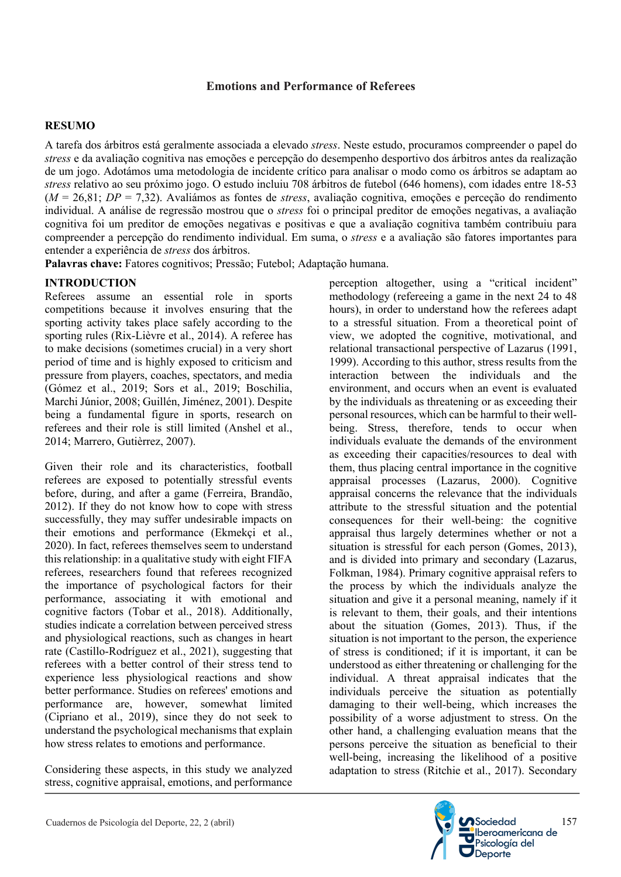**Emotions and Performance of Referees**

**RESUMO**

A tarefa dos árbitros está geralmente associada a elevado *stress*. Neste estudo, procuramos compreender o papel do *stress* e da avaliação cognitiva nas emoções e percepção do desempenho desportivo dos árbitros antes da realização de um jogo. Adotámos uma metodologia de incidente crítico para analisar o modo como os árbitros se adaptam ao *stress* relativo ao seu próximo jogo. O estudo incluiu 708 árbitros de futebol (646 homens), com idades entre 18-53 (*M* = 26,81; *DP* = 7,32). Avaliámos as fontes de *stress*, avaliação cognitiva, emoções e perceção do rendimento individual. A análise de regressão mostrou que o *stress* foi o principal preditor de emoções negativas, a avaliação cognitiva foi um preditor de emoções negativas e positivas e que a avaliação cognitiva também contribuiu para compreender a percepção do rendimento individual. Em suma, o *stress* e a avaliação são fatores importantes para entender a experiência de *stress* dos árbitros.

**Palavras chave:** Fatores cognitivos; Pressão; Futebol; Adaptação humana.

## INTRODUCTION

Referees assume an essential role in sports competitions because it involves ensuring that the sporting activity takes place safely according to the sporting rules (Rix-Lièvre et al., 2014). A referee has to make decisions (sometimes crucial) in a very short period of time and is highly exposed to criticism and pressure from players, coaches, spectators, and media (Gómez et al., 2019; Sors et al., 2019; Boschilia, Marchi Júnior, 2008; Guillén, Jiménez, 2001). Despite being a fundamental figure in sports, research on referees and their role is still limited (Anshel et al., 2014; Marrero, Gutièrrez, 2007).

Given their role and its characteristics, football referees are exposed to potentially stressful events before, during, and after a game (Ferreira, Brandão, 2012). If they do not know how to cope with stress successfully, they may suffer undesirable impacts on their emotions and performance (Ekmekçi et al., 2020). In fact, referees themselves seem to understand this relationship: in a qualitative study with eight FIFA referees, researchers found that referees recognized the importance of psychological factors for their performance, associating it with emotional and cognitive factors (Tobar et al., 2018). Additionally, studies indicate a correlation between perceived stress and physiological reactions, such as changes in heart rate (Castillo-Rodríguez et al., 2021), suggesting that referees with a better control of their stress tend to experience less physiological reactions and show better performance. Studies on referees' emotions and performance are, however, somewhat limited (Cipriano et al., 2019), since they do not seek to understand the psychological mechanisms that explain how stress relates to emotions and performance.

Considering these aspects, in this study we analyzed stress, cognitive appraisal, emotions, and performance perception altogether, using a "critical incident" methodology (refereeing a game in the next 24 to 48 hours), in order to understand how the referees adapt to a stressful situation. From a theoretical point of view, we adopted the cognitive, motivational, and relational transactional perspective of Lazarus (1991, 1999). According to this author, stress results from the interaction between the individuals and the environment, and occurs when an event is evaluated by the individuals as threatening or as exceeding their personal resources, which can be harmful to their well-being. Stress, therefore, tends to occur when individuals evaluate the demands of the environment as exceeding their capacities/resources to deal with them, thus placing central importance in the cognitive appraisal processes (Lazarus, 2000). Cognitive appraisal concerns the relevance that the individuals attribute to the stressful situation and the potential consequences for their well-being: the cognitive appraisal thus largely determines whether or not a situation is stressful for each person (Gomes, 2013), and is divided into primary and secondary (Lazarus, Folkman, 1984). Primary cognitive appraisal refers to the process by which the individuals analyze the situation and give it a personal meaning, namely if it is relevant to them, their goals, and their intentions about the situation (Gomes, 2013). Thus, if the situation is not important to the person, the experience of stress is conditioned; if it is important, it can be understood as either threatening or challenging for the individual. A threat appraisal indicates that the individuals perceive the situation as potentially damaging to their well-being, which increases the possibility of a worse adjustment to stress. On the other hand, a challenging evaluation means that the persons perceive the situation as beneficial to their well-being, increasing the likelihood of a positive adaptation to stress (Ritchie et al., 2017). Secondary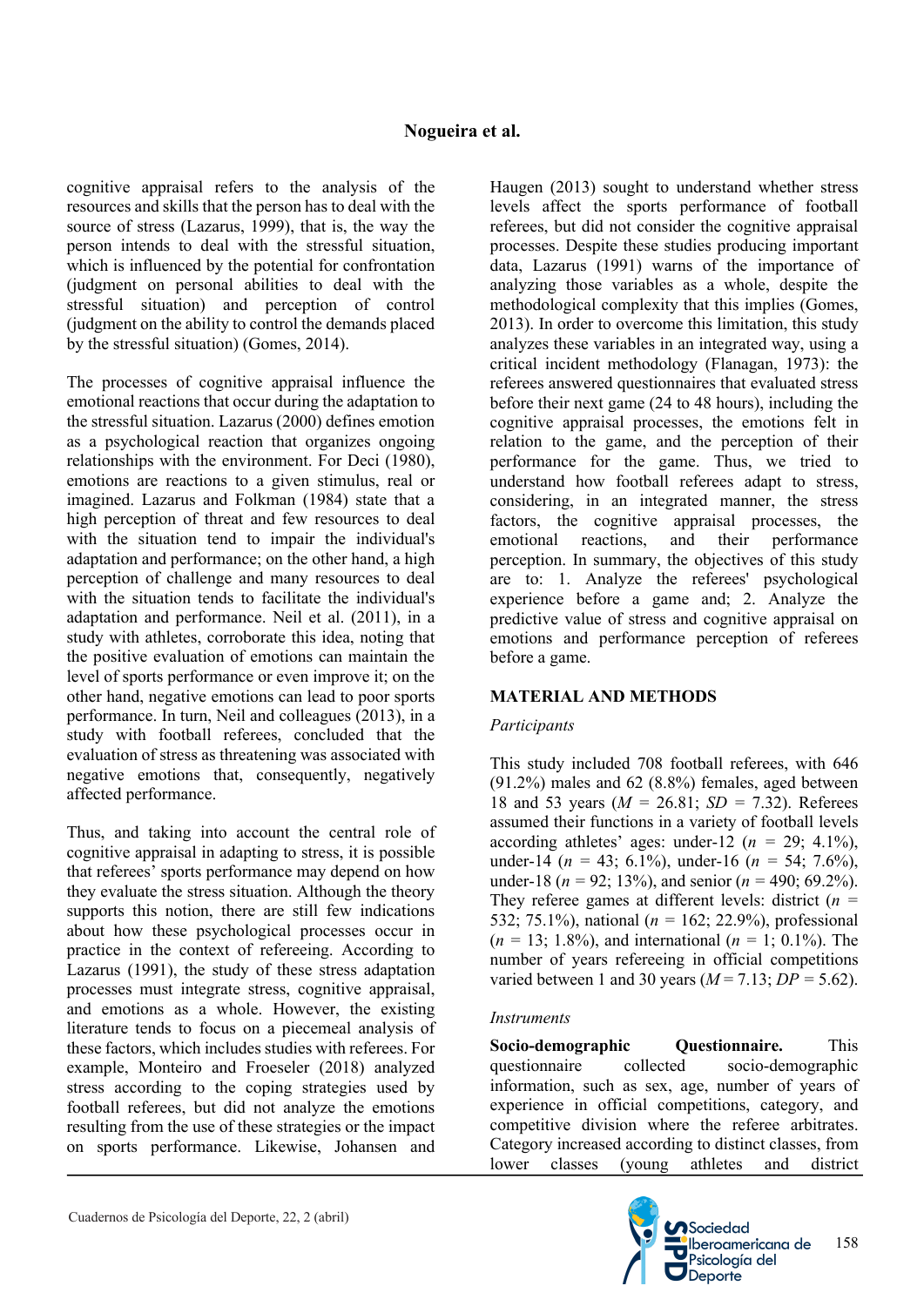cognitive appraisal refers to the analysis of the resources and skills that the person has to deal with the source of stress (Lazarus, 1999), that is, the way the person intends to deal with the stressful situation, which is influenced by the potential for confrontation (judgment on personal abilities to deal with the stressful situation) and perception of control (judgment on the ability to control the demands placed by the stressful situation) (Gomes, 2014).

The processes of cognitive appraisal influence the emotional reactions that occur during the adaptation to the stressful situation. Lazarus (2000) defines emotion as a psychological reaction that organizes ongoing relationships with the environment. For Deci (1980), emotions are reactions to a given stimulus, real or imagined. Lazarus and Folkman (1984) state that a high perception of threat and few resources to deal with the situation tend to impair the individual's adaptation and performance; on the other hand, a high perception of challenge and many resources to deal with the situation tends to facilitate the individual's adaptation and performance. Neil et al. (2011), in a study with athletes, corroborate this idea, noting that the positive evaluation of emotions can maintain the level of sports performance or even improve it; on the other hand, negative emotions can lead to poor sports performance. In turn, Neil and colleagues (2013), in a study with football referees, concluded that the evaluation of stress as threatening was associated with negative emotions that, consequently, negatively affected performance.

Thus, and taking into account the central role of cognitive appraisal in adapting to stress, it is possible that referees' sports performance may depend on how they evaluate the stress situation. Although the theory supports this notion, there are still few indications about how these psychological processes occur in practice in the context of refereeing. According to Lazarus (1991), the study of these stress adaptation processes must integrate stress, cognitive appraisal, and emotions as a whole. However, the existing literature tends to focus on a piecemeal analysis of these factors, which includes studies with referees. For example, Monteiro and Froeseler (2018) analyzed stress according to the coping strategies used by football referees, but did not analyze the emotions resulting from the use of these strategies or the impact on sports performance. Likewise, Johansen and Haugen (2013) sought to understand whether stress levels affect the sports performance of football referees, but did not consider the cognitive appraisal processes. Despite these studies producing important data, Lazarus (1991) warns of the importance of analyzing those variables as a whole, despite the methodological complexity that this implies (Gomes, 2013). In order to overcome this limitation, this study analyzes these variables in an integrated way, using a critical incident methodology (Flanagan, 1973): the referees answered questionnaires that evaluated stress before their next game (24 to 48 hours), including the cognitive appraisal processes, the emotions felt in relation to the game, and the perception of their performance for the game. Thus, we tried to understand how football referees adapt to stress, considering, in an integrated manner, the stress factors, the cognitive appraisal processes, the emotional reactions, and their performance perception. In summary, the objectives of this study are to: 1. Analyze the referees' psychological experience before a game and; 2. Analyze the predictive value of stress and cognitive appraisal on emotions and performance perception of referees before a game.

## MATERIAL AND METHODS

*Participants*

This study included 708 football referees, with 646 (91.2%) males and 62 (8.8%) females, aged between 18 and 53 years (*M* = 26.81; *SD* = 7.32). Referees assumed their functions in a variety of football levels according athletes' ages: under-12 (*n* = 29; 4.1%), under-14 (*n* = 43; 6.1%), under-16 (*n* = 54; 7.6%), under-18 (*n* = 92; 13%), and senior (*n* = 490; 69.2%). They referee games at different levels: district (*n* = 532; 75.1%), national (*n* = 162; 22.9%), professional (*n* = 13; 1.8%), and international (*n* = 1; 0.1%). The number of years refereeing in official competitions varied between 1 and 30 years (*M* = 7.13; *DP* = 5.62).

*Instruments*

**Socio-demographic Questionnaire.** This questionnaire collected socio-demographic information, such as sex, age, number of years of experience in official competitions, category, and competitive division where the referee arbitrates. Category increased according to distinct classes, from lower classes (young athletes and district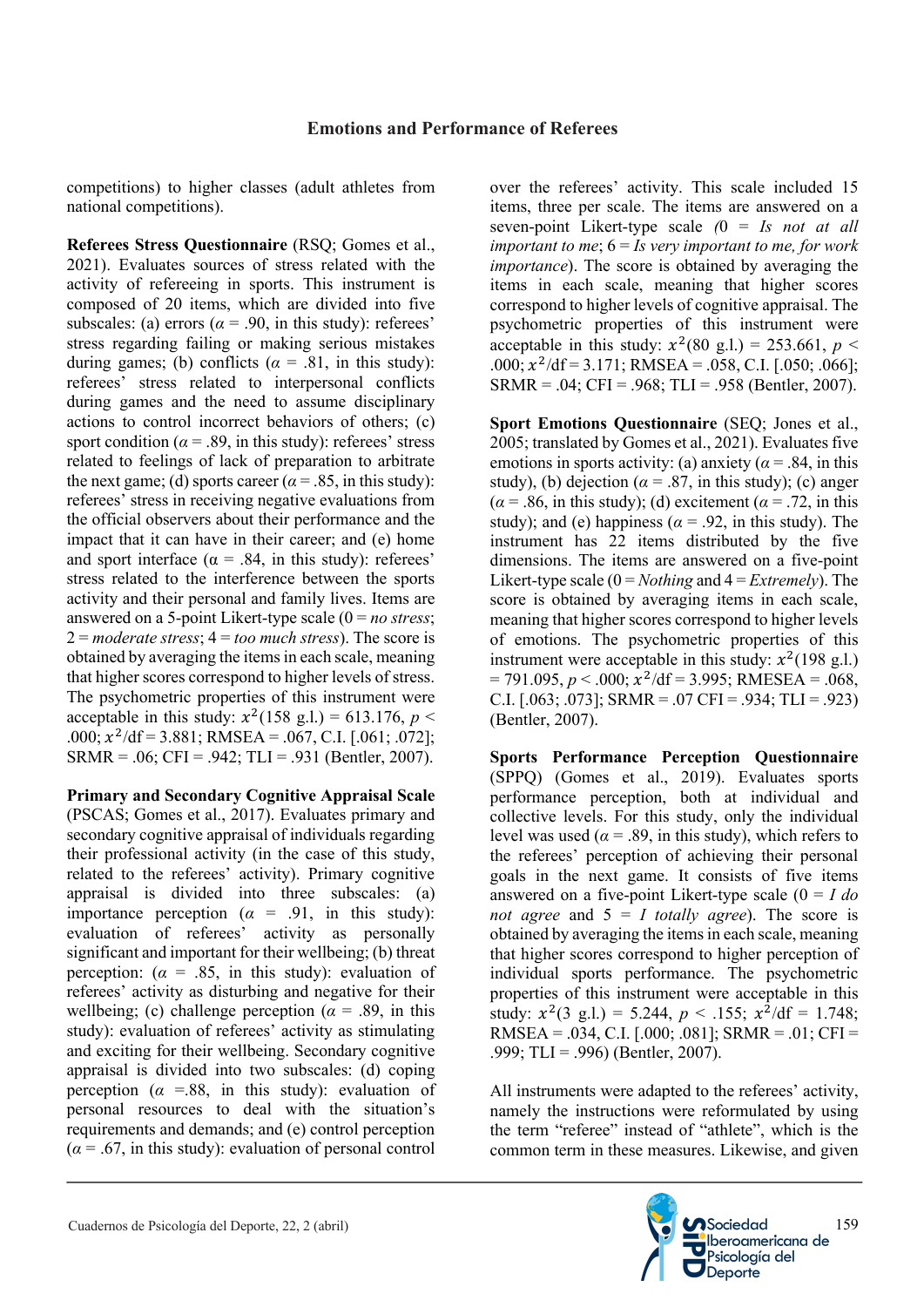competitions) to higher classes (adult athletes from national competitions).

**Referees Stress Questionnaire** (RSQ; Gomes et al., 2021). Evaluates sources of stress related with the activity of refereeing in sports. This instrument is composed of 20 items, which are divided into five subscales: (a) errors ($\alpha$ = .90, in this study): referees' stress regarding failing or making serious mistakes during games; (b) conflicts ($\alpha$ = .81, in this study): referees' stress related to interpersonal conflicts during games and the need to assume disciplinary actions to control incorrect behaviors of others; (c) sport condition ($\alpha$ = .89, in this study): referees' stress related to feelings of lack of preparation to arbitrate the next game; (d) sports career ($\alpha$ = .85, in this study): referees' stress in receiving negative evaluations from the official observers about their performance and the impact that it can have in their career; and (e) home and sport interface ($\alpha$ = .84, in this study): referees' stress related to the interference between the sports activity and their personal and family lives. Items are answered on a 5-point Likert-type scale (0 = *no stress*; 2 = *moderate stress*; 4 = *too much stress*). The score is obtained by averaging the items in each scale, meaning that higher scores correspond to higher levels of stress. The psychometric properties of this instrument were acceptable in this study: $x^2$(158 g.l.) = 613.176, $p$ < .000; $x^2$/df = 3.881; RMSEA = .067, C.I. [.061; .072]; SRMR = .06; CFI = .942; TLI = .931 (Bentler, 2007).

**Primary and Secondary Cognitive Appraisal Scale** (PSCAS; Gomes et al., 2017). Evaluates primary and secondary cognitive appraisal of individuals regarding their professional activity (in the case of this study, related to the referees' activity). Primary cognitive appraisal is divided into three subscales: (a) importance perception ($\alpha$ = .91, in this study): evaluation of referees' activity as personally significant and important for their wellbeing; (b) threat perception: ($\alpha$ = .85, in this study): evaluation of referees' activity as disturbing and negative for their wellbeing; (c) challenge perception ($\alpha$ = .89, in this study): evaluation of referees' activity as stimulating and exciting for their wellbeing. Secondary cognitive appraisal is divided into two subscales: (d) coping perception ($\alpha$ =.88, in this study): evaluation of personal resources to deal with the situation's requirements and demands; and (e) control perception ($\alpha$ = .67, in this study): evaluation of personal control over the referees' activity. This scale included 15 items, three per scale. The items are answered on a seven-point Likert-type scale (0 = *Is not at all important to me*; 6 = *Is very important to me, for work importance*). The score is obtained by averaging the items in each scale, meaning that higher scores correspond to higher levels of cognitive appraisal. The psychometric properties of this instrument were acceptable in this study: $x^2$(80 g.l.) = 253.661, $p$ < .000; $x^2$/df = 3.171; RMSEA = .058, C.I. [.050; .066]; SRMR = .04; CFI = .968; TLI = .958 (Bentler, 2007).

**Sport Emotions Questionnaire** (SEQ; Jones et al., 2005; translated by Gomes et al., 2021). Evaluates five emotions in sports activity: (a) anxiety ($\alpha$ = .84, in this study), (b) dejection ($\alpha$ = .87, in this study); (c) anger ($\alpha$ = .86, in this study); (d) excitement ($\alpha$ = .72, in this study); and (e) happiness ($\alpha$ = .92, in this study). The instrument has 22 items distributed by the five dimensions. The items are answered on a five-point Likert-type scale (0 = *Nothing* and 4 = *Extremely*). The score is obtained by averaging items in each scale, meaning that higher scores correspond to higher levels of emotions. The psychometric properties of this instrument were acceptable in this study: $x^2$(198 g.l.) = 791.095, $p$ < .000; $x^2$/df = 3.995; RMSEA = .068, C.I. [.063; .073]; SRMR = .07 CFI = .934; TLI = .923) (Bentler, 2007).

**Sports Performance Perception Questionnaire** (SPPQ) (Gomes et al., 2019). Evaluates sports performance perception, both at individual and collective levels. For this study, only the individual level was used ($\alpha$ = .89, in this study), which refers to the referees' perception of achieving their personal goals in the next game. It consists of five items answered on a five-point Likert-type scale (0 = *I do not agree* and 5 = *I totally agree*). The score is obtained by averaging the items in each scale, meaning that higher scores correspond to higher perception of individual sports performance. The psychometric properties of this instrument were acceptable in this study: $x^2$(3 g.l.) = 5.244, $p$ < .155; $x^2$/df = 1.748; RMSEA = .034, C.I. [.000; .081]; SRMR = .01; CFI = .999; TLI = .996) (Bentler, 2007).

All instruments were adapted to the referees' activity, namely the instructions were reformulated by using the term "referee" instead of "athlete", which is the common term in these measures. Likewise, and given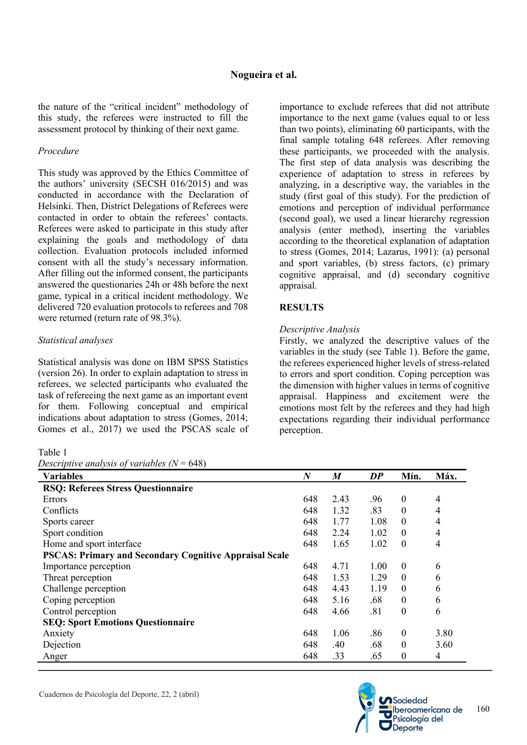the nature of the "critical incident" methodology of this study, the referees were instructed to fill the assessment protocol by thinking of their next game.

### *Procedure*

This study was approved by the Ethics Committee of the authors' university (SECSH 016/2015) and was conducted in accordance with the Declaration of Helsinki. Then, District Delegations of Referees were contacted in order to obtain the referees' contacts. Referees were asked to participate in this study after explaining the goals and methodology of data collection. Evaluation protocols included informed consent with all the study's necessary information. After filling out the informed consent, the participants answered the questionaries 24h or 48h before the next game, typical in a critical incident methodology. We delivered 720 evaluation protocols to referees and 708 were returned (return rate of 98.3%).

### *Statistical analyses*

Statistical analysis was done on IBM SPSS Statistics (version 26). In order to explain adaptation to stress in referees, we selected participants who evaluated the task of refereeing the next game as an important event for them. Following conceptual and empirical indications about adaptation to stress (Gomes, 2014; Gomes et al., 2017) we used the PSCAS scale of importance to exclude referees that did not attribute importance to the next game (values equal to or less than two points), eliminating 60 participants, with the final sample totaling 648 referees. After removing these participants, we proceeded with the analysis. The first step of data analysis was describing the experience of adaptation to stress in referees by analyzing, in a descriptive way, the variables in the study (first goal of this study). For the prediction of emotions and perception of individual performance (second goal), we used a linear hierarchy regression analysis (enter method), inserting the variables according to the theoretical explanation of adaptation to stress (Gomes, 2014; Lazarus, 1991): (a) personal and sport variables, (b) stress factors, (c) primary cognitive appraisal, and (d) secondary cognitive appraisal.

## RESULTS

### *Descriptive Analysis*

Firstly, we analyzed the descriptive values of the variables in the study (see Table 1). Before the game, the referees experienced higher levels of stress-related to errors and sport condition. Coping perception was the dimension with higher values in terms of cognitive appraisal. Happiness and excitement were the emotions most felt by the referees and they had high expectations regarding their individual performance perception.

Table 1
*Descriptive analysis of variables (N = 648)*

| Variables | *N* | *M* | *DP* | Mín. | Máx. |
|---|---|---|---|---|---|
| **RSQ: Referees Stress Questionnaire** | | | | | |
| Errors | 648 | 2.43 | .96 | 0 | 4 |
| Conflicts | 648 | 1.32 | .83 | 0 | 4 |
| Sports career | 648 | 1.77 | 1.08 | 0 | 4 |
| Sport condition | 648 | 2.24 | 1.02 | 0 | 4 |
| Home and sport interface | 648 | 1.65 | 1.02 | 0 | 4 |
| **PSCAS: Primary and Secondary Cognitive Appraisal Scale** | | | | | |
| Importance perception | 648 | 4.71 | 1.00 | 0 | 6 |
| Threat perception | 648 | 1.53 | 1.29 | 0 | 6 |
| Challenge perception | 648 | 4.43 | 1.19 | 0 | 6 |
| Coping perception | 648 | 5.16 | .68 | 0 | 6 |
| Control perception | 648 | 4.66 | .81 | 0 | 6 |
| **SEQ: Sport Emotions Questionnaire** | | | | | |
| Anxiety | 648 | 1.06 | .86 | 0 | 3.80 |
| Dejection | 648 | .40 | .68 | 0 | 3.60 |
| Anger | 648 | .33 | .65 | 0 | 4 |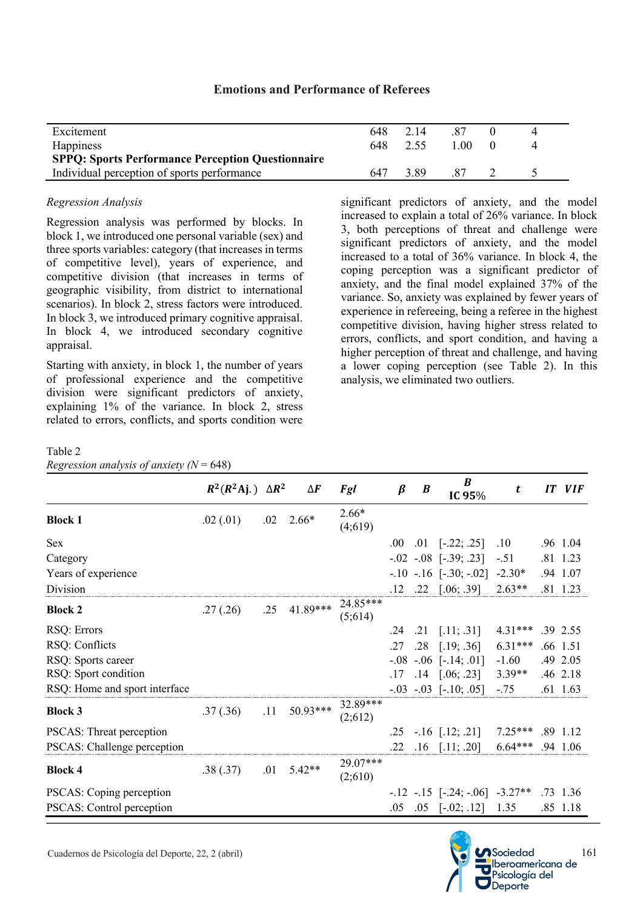| | | | | | |
|---|---|---|---|---|---|
| Excitement | 648 | 2.14 | .87 | 0 | 4 |
| Happiness | 648 | 2.55 | 1.00 | 0 | 4 |
| **SPPQ: Sports Performance Perception Questionnaire** | | | | | |
| Individual perception of sports performance | 647 | 3.89 | .87 | 2 | 5 |

*Regression Analysis*

Regression analysis was performed by blocks. In block 1, we introduced one personal variable (sex) and three sports variables: category (that increases in terms of competitive level), years of experience, and competitive division (that increases in terms of geographic visibility, from district to international scenarios). In block 2, stress factors were introduced. In block 3, we introduced primary cognitive appraisal. In block 4, we introduced secondary cognitive appraisal.

Starting with anxiety, in block 1, the number of years of professional experience and the competitive division were significant predictors of anxiety, explaining 1% of the variance. In block 2, stress related to errors, conflicts, and sports condition were significant predictors of anxiety, and the model increased to explain a total of 26% variance. In block 3, both perceptions of threat and challenge were significant predictors of anxiety, and the model increased to a total of 36% variance. In block 4, the coping perception was a significant predictor of anxiety, and the final model explained 37% of the variance. So, anxiety was explained by fewer years of experience in refereeing, being a referee in the highest competitive division, having higher stress related to errors, conflicts, and sport condition, and having a higher perception of threat and challenge, and having a lower coping perception (see Table 2). In this analysis, we eliminated two outliers.

Table 2

*Regression analysis of anxiety (N = 648)*

| | $R^2$ ($R^2$Aj.) | $\Delta R^2$ | $\Delta F$ | *Fgl* | *β* | *B* | *B* IC 95% | *t* | *IT* | *VIF* |
|---|---|---|---|---|---|---|---|---|---|---|
| **Block 1** | .02 (.01) | .02 | 2.66* | 2.66* (4;619) | | | | | | |
| Sex | | | | | .00 | .01 | [-.22; .25] | .10 | .96 | 1.04 |
| Category | | | | | -.02 | -.08 | [-.39; .23] | -.51 | .81 | 1.23 |
| Years of experience | | | | | -.10 | -.16 | [-.30; -.02] | -2.30* | .94 | 1.07 |
| Division | | | | | .12 | .22 | [.06; .39] | 2.63** | .81 | 1.23 |
| **Block 2** | .27 (.26) | .25 | 41.89*** | 24.85*** (5;614) | | | | | | |
| RSQ: Errors | | | | | .24 | .21 | [.11; .31] | 4.31*** | .39 | 2.55 |
| RSQ: Conflicts | | | | | .27 | .28 | [.19; .36] | 6.31*** | .66 | 1.51 |
| RSQ: Sports career | | | | | -.08 | -.06 | [-.14; .01] | -1.60 | .49 | 2.05 |
| RSQ: Sport condition | | | | | .17 | .14 | [.06; .23] | 3.39** | .46 | 2.18 |
| RSQ: Home and sport interface | | | | | -.03 | -.03 | [-.10; .05] | -.75 | .61 | 1.63 |
| **Block 3** | .37 (.36) | .11 | 50.93*** | 32.89*** (2;612) | | | | | | |
| PSCAS: Threat perception | | | | | .25 | -.16 | [.12; .21] | 7.25*** | .89 | 1.12 |
| PSCAS: Challenge perception | | | | | .22 | .16 | [.11; .20] | 6.64*** | .94 | 1.06 |
| **Block 4** | .38 (.37) | .01 | 5.42** | 29.07*** (2;610) | | | | | | |
| PSCAS: Coping perception | | | | | -.12 | -.15 | [-.24; -.06] | -3.27** | .73 | 1.36 |
| PSCAS: Control perception | | | | | .05 | .05 | [-.02; .12] | 1.35 | .85 | 1.18 |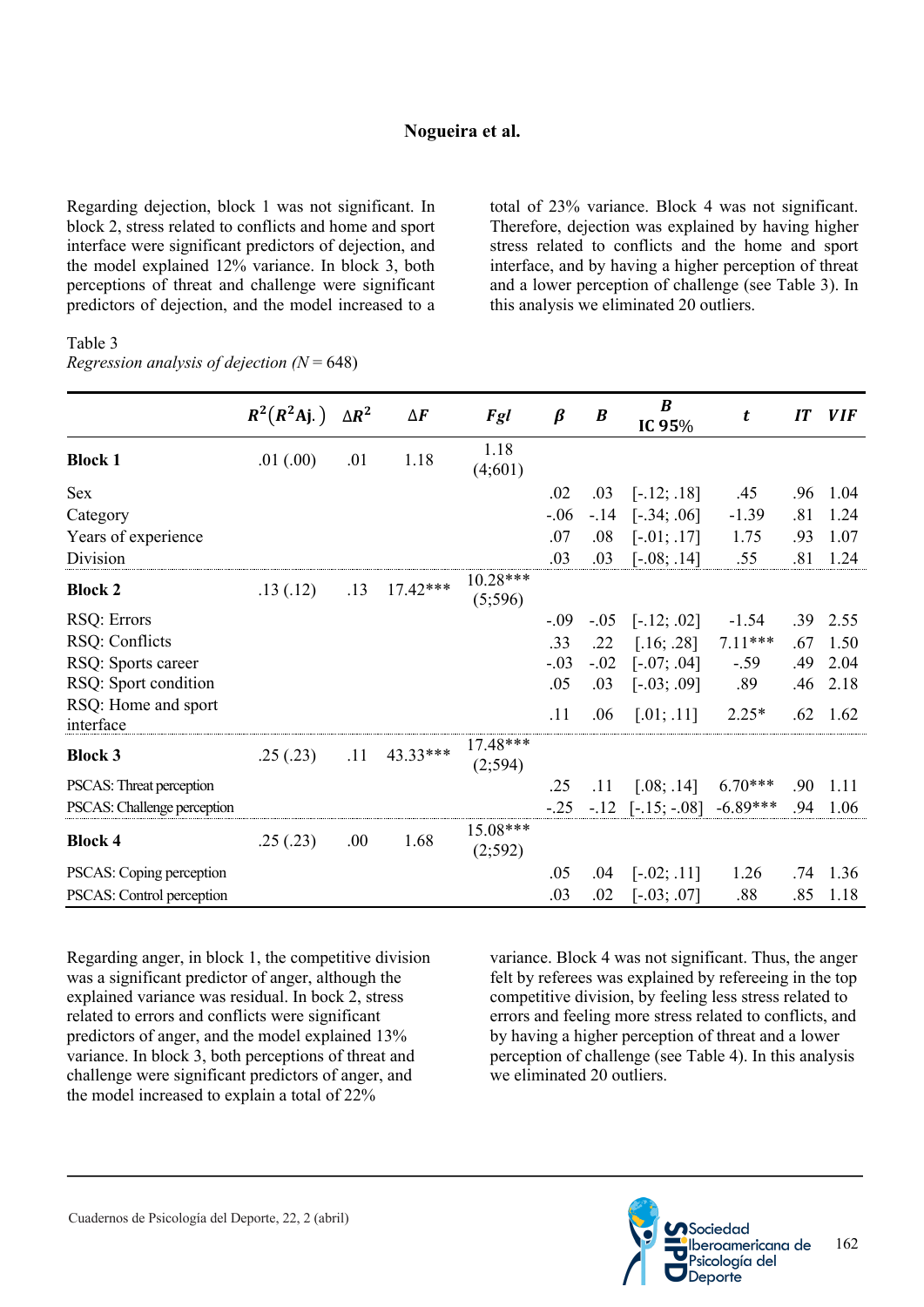Regarding dejection, block 1 was not significant. In block 2, stress related to conflicts and home and sport interface were significant predictors of dejection, and the model explained 12% variance. In block 3, both perceptions of threat and challenge were significant predictors of dejection, and the model increased to a total of 23% variance. Block 4 was not significant. Therefore, dejection was explained by having higher stress related to conflicts and the home and sport interface, and by having a higher perception of threat and a lower perception of challenge (see Table 3). In this analysis we eliminated 20 outliers.

Table 3
*Regression analysis of dejection (N* = 648)

| | $R^2(R^2\text{Aj.})$ | $\Delta R^2$ | $\Delta F$ | *Fgl* | $\beta$ | *B* | ***B*** **IC 95%** | *t* | *IT* | *VIF* |
|---|---|---|---|---|---|---|---|---|---|---|
| **Block 1** | .01 (.00) | .01 | 1.18 | 1.18 (4;601) | | | | | | |
| Sex | | | | | .02 | .03 | [-.12; .18] | .45 | .96 | 1.04 |
| Category | | | | | -.06 | -.14 | [-.34; .06] | -1.39 | .81 | 1.24 |
| Years of experience | | | | | .07 | .08 | [-.01; .17] | 1.75 | .93 | 1.07 |
| Division | | | | | .03 | .03 | [-.08; .14] | .55 | .81 | 1.24 |
| **Block 2** | .13 (.12) | .13 | 17.42*** | 10.28*** (5;596) | | | | | | |
| RSQ: Errors | | | | | -.09 | -.05 | [-.12; .02] | -1.54 | .39 | 2.55 |
| RSQ: Conflicts | | | | | .33 | .22 | [.16; .28] | 7.11*** | .67 | 1.50 |
| RSQ: Sports career | | | | | -.03 | -.02 | [-.07; .04] | -.59 | .49 | 2.04 |
| RSQ: Sport condition | | | | | .05 | .03 | [-.03; .09] | .89 | .46 | 2.18 |
| RSQ: Home and sport interface | | | | | .11 | .06 | [.01; .11] | 2.25* | .62 | 1.62 |
| **Block 3** | .25 (.23) | .11 | 43.33*** | 17.48*** (2;594) | | | | | | |
| PSCAS: Threat perception | | | | | .25 | .11 | [.08; .14] | 6.70*** | .90 | 1.11 |
| PSCAS: Challenge perception | | | | | -.25 | -.12 | [-.15; -.08] | -6.89*** | .94 | 1.06 |
| **Block 4** | .25 (.23) | .00 | 1.68 | 15.08*** (2;592) | | | | | | |
| PSCAS: Coping perception | | | | | .05 | .04 | [-.02; .11] | 1.26 | .74 | 1.36 |
| PSCAS: Control perception | | | | | .03 | .02 | [-.03; .07] | .88 | .85 | 1.18 |

Regarding anger, in block 1, the competitive division was a significant predictor of anger, although the explained variance was residual. In bock 2, stress related to errors and conflicts were significant predictors of anger, and the model explained 13% variance. In block 3, both perceptions of threat and challenge were significant predictors of anger, and the model increased to explain a total of 22% variance. Block 4 was not significant. Thus, the anger felt by referees was explained by refereeing in the top competitive division, by feeling less stress related to errors and feeling more stress related to conflicts, and by having a higher perception of threat and a lower perception of challenge (see Table 4). In this analysis we eliminated 20 outliers.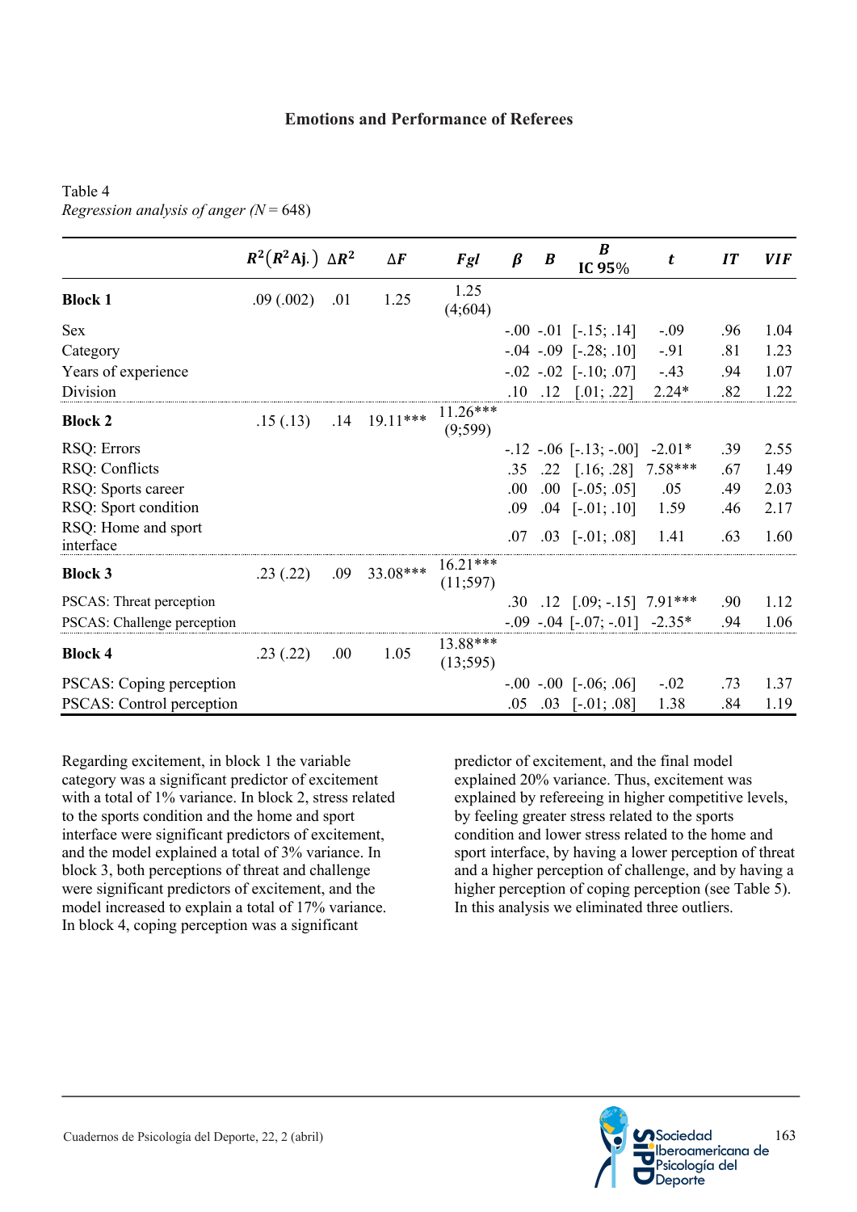Table 4

*Regression analysis of anger (N = 648)*

| | $R^2$($R^2$Aj.) | $\Delta R^2$ | $\Delta F$ | *Fgl* | $\beta$ | *B* | *B* IC 95% | *t* | *IT* | *VIF* |
|---|---|---|---|---|---|---|---|---|---|---|
| **Block 1** | .09 (.002) | .01 | 1.25 | 1.25 (4;604) | | | | | | |
| Sex | | | | | -.00 | -.01 | [-.15; .14] | -.09 | .96 | 1.04 |
| Category | | | | | -.04 | -.09 | [-.28; .10] | -.91 | .81 | 1.23 |
| Years of experience | | | | | -.02 | -.02 | [-.10; .07] | -.43 | .94 | 1.07 |
| Division | | | | | .10 | .12 | [.01; .22] | 2.24* | .82 | 1.22 |
| **Block 2** | .15 (.13) | .14 | 19.11*** | 11.26*** (9;599) | | | | | | |
| RSQ: Errors | | | | | -.12 | -.06 | [-.13; -.00] | -2.01* | .39 | 2.55 |
| RSQ: Conflicts | | | | | .35 | .22 | [.16; .28] | 7.58*** | .67 | 1.49 |
| RSQ: Sports career | | | | | .00 | .00 | [-.05; .05] | .05 | .49 | 2.03 |
| RSQ: Sport condition | | | | | .09 | .04 | [-.01; .10] | 1.59 | .46 | 2.17 |
| RSQ: Home and sport interface | | | | | .07 | .03 | [-.01; .08] | 1.41 | .63 | 1.60 |
| **Block 3** | .23 (.22) | .09 | 33.08*** | 16.21*** (11;597) | | | | | | |
| PSCAS: Threat perception | | | | | .30 | .12 | [.09; -.15] | 7.91*** | .90 | 1.12 |
| PSCAS: Challenge perception | | | | | -.09 | -.04 | [-.07; -.01] | -2.35* | .94 | 1.06 |
| **Block 4** | .23 (.22) | .00 | 1.05 | 13.88*** (13;595) | | | | | | |
| PSCAS: Coping perception | | | | | -.00 | -.00 | [-.06; .06] | -.02 | .73 | 1.37 |
| PSCAS: Control perception | | | | | .05 | .03 | [-.01; .08] | 1.38 | .84 | 1.19 |

Regarding excitement, in block 1 the variable category was a significant predictor of excitement with a total of 1% variance. In block 2, stress related to the sports condition and the home and sport interface were significant predictors of excitement, and the model explained a total of 3% variance. In block 3, both perceptions of threat and challenge were significant predictors of excitement, and the model increased to explain a total of 17% variance. In block 4, coping perception was a significant predictor of excitement, and the final model explained 20% variance. Thus, excitement was explained by refereeing in higher competitive levels, by feeling greater stress related to the sports condition and lower stress related to the home and sport interface, by having a lower perception of threat and a higher perception of challenge, and by having a higher perception of coping perception (see Table 5). In this analysis we eliminated three outliers.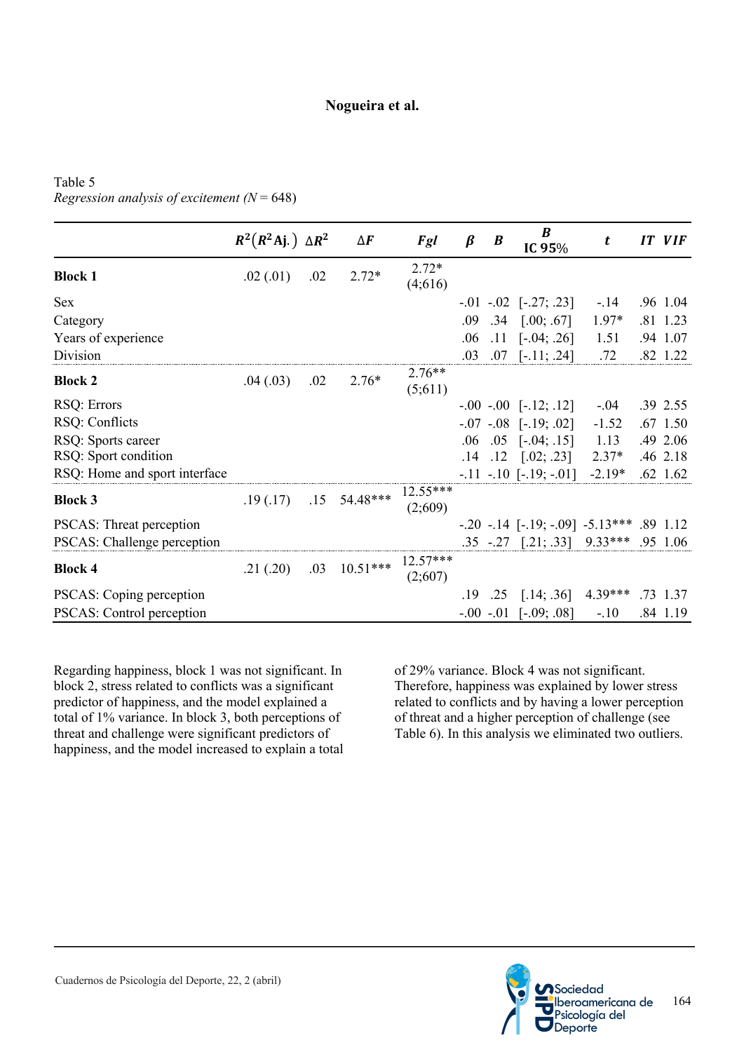Table 5
*Regression analysis of excitement* (*N* = 648)

| | $R^2(R^2$ Aj.) | $\Delta R^2$ | $\Delta F$ | *Fgl* | $\beta$ | *B* | *B* IC 95% | *t* | *IT* | *VIF* |
|---|---|---|---|---|---|---|---|---|---|---|
| **Block 1** | .02 (.01) | .02 | 2.72* | 2.72* (4;616) | | | | | | |
| Sex | | | | | -.01 | -.02 | [-.27; .23] | -.14 | .96 | 1.04 |
| Category | | | | | .09 | .34 | [.00; .67] | 1.97* | .81 | 1.23 |
| Years of experience | | | | | .06 | .11 | [-.04; .26] | 1.51 | .94 | 1.07 |
| Division | | | | | .03 | .07 | [-.11; .24] | .72 | .82 | 1.22 |
| **Block 2** | .04 (.03) | .02 | 2.76* | 2.76** (5;611) | | | | | | |
| RSQ: Errors | | | | | -.00 | -.00 | [-.12; .12] | -.04 | .39 | 2.55 |
| RSQ: Conflicts | | | | | -.07 | -.08 | [-.19; .02] | -1.52 | .67 | 1.50 |
| RSQ: Sports career | | | | | .06 | .05 | [-.04; .15] | 1.13 | .49 | 2.06 |
| RSQ: Sport condition | | | | | .14 | .12 | [.02; .23] | 2.37* | .46 | 2.18 |
| RSQ: Home and sport interface | | | | | -.11 | -.10 | [-.19; -.01] | -2.19* | .62 | 1.62 |
| **Block 3** | .19 (.17) | .15 | 54.48*** | 12.55*** (2;609) | | | | | | |
| PSCAS: Threat perception | | | | | -.20 | -.14 | [-.19; -.09] | -5.13*** | .89 | 1.12 |
| PSCAS: Challenge perception | | | | | .35 | -.27 | [.21; .33] | 9.33*** | .95 | 1.06 |
| **Block 4** | .21 (.20) | .03 | 10.51*** | 12.57*** (2;607) | | | | | | |
| PSCAS: Coping perception | | | | | .19 | .25 | [.14; .36] | 4.39*** | .73 | 1.37 |
| PSCAS: Control perception | | | | | -.00 | -.01 | [-.09; .08] | -.10 | .84 | 1.19 |

Regarding happiness, block 1 was not significant. In block 2, stress related to conflicts was a significant predictor of happiness, and the model explained a total of 1% variance. In block 3, both perceptions of threat and challenge were significant predictors of happiness, and the model increased to explain a total of 29% variance. Block 4 was not significant. Therefore, happiness was explained by lower stress related to conflicts and by having a lower perception of threat and a higher perception of challenge (see Table 6). In this analysis we eliminated two outliers.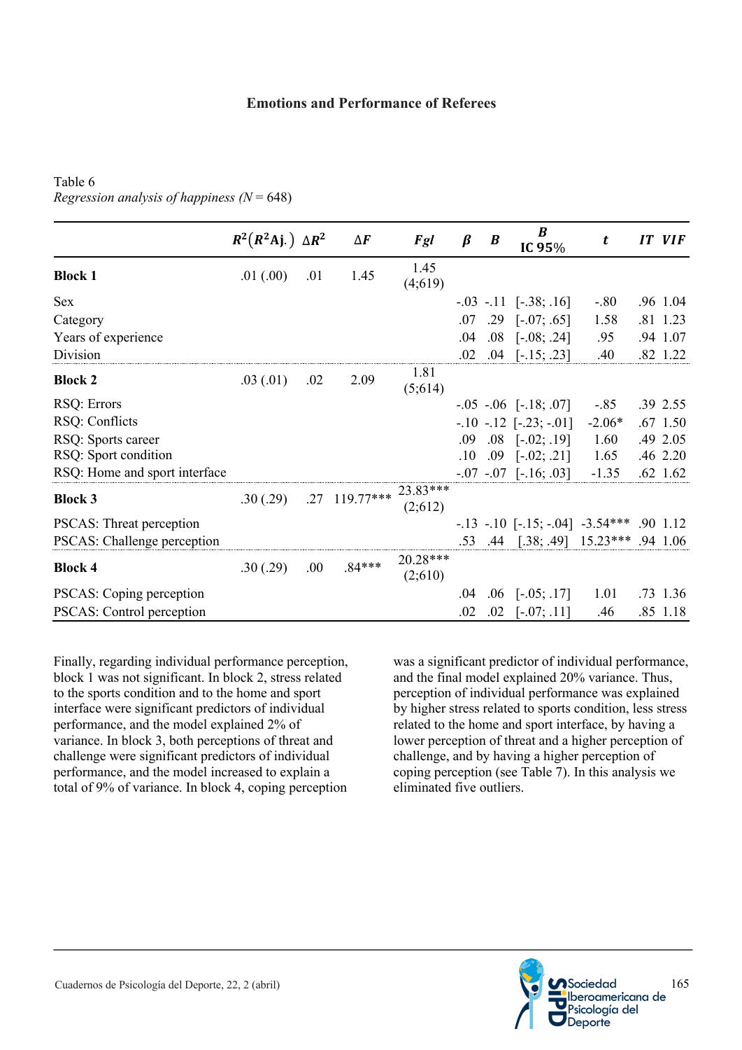Table 6

*Regression analysis of happiness (N = 648)*

| | $R^2$ ($R^2$Aj.) | $\Delta R^2$ | $\Delta F$ | *Fgl* | *β* | *B* | *B* IC 95% | *t* | *IT* | *VIF* |
|---|---|---|---|---|---|---|---|---|---|---|
| **Block 1** | .01 (.00) | .01 | 1.45 | 1.45 (4;619) | | | | | | |
| Sex | | | | | -.03 | -.11 | [-.38; .16] | -.80 | .96 | 1.04 |
| Category | | | | | .07 | .29 | [-.07; .65] | 1.58 | .81 | 1.23 |
| Years of experience | | | | | .04 | .08 | [-.08; .24] | .95 | .94 | 1.07 |
| Division | | | | | .02 | .04 | [-.15; .23] | .40 | .82 | 1.22 |
| **Block 2** | .03 (.01) | .02 | 2.09 | 1.81 (5;614) | | | | | | |
| RSQ: Errors | | | | | -.05 | -.06 | [-.18; .07] | -.85 | .39 | 2.55 |
| RSQ: Conflicts | | | | | -.10 | -.12 | [-.23; -.01] | -2.06* | .67 | 1.50 |
| RSQ: Sports career | | | | | .09 | .08 | [-.02; .19] | 1.60 | .49 | 2.05 |
| RSQ: Sport condition | | | | | .10 | .09 | [-.02; .21] | 1.65 | .46 | 2.20 |
| RSQ: Home and sport interface | | | | | -.07 | -.07 | [-.16; .03] | -1.35 | .62 | 1.62 |
| **Block 3** | .30 (.29) | .27 | 119.77*** | 23.83*** (2;612) | | | | | | |
| PSCAS: Threat perception | | | | | -.13 | -.10 | [-.15; -.04] | -3.54*** | .90 | 1.12 |
| PSCAS: Challenge perception | | | | | .53 | .44 | [.38; .49] | 15.23*** | .94 | 1.06 |
| **Block 4** | .30 (.29) | .00 | .84*** | 20.28*** (2;610) | | | | | | |
| PSCAS: Coping perception | | | | | .04 | .06 | [-.05; .17] | 1.01 | .73 | 1.36 |
| PSCAS: Control perception | | | | | .02 | .02 | [-.07; .11] | .46 | .85 | 1.18 |

Finally, regarding individual performance perception, block 1 was not significant. In block 2, stress related to the sports condition and to the home and sport interface were significant predictors of individual performance, and the model explained 2% of variance. In block 3, both perceptions of threat and challenge were significant predictors of individual performance, and the model increased to explain a total of 9% of variance. In block 4, coping perception was a significant predictor of individual performance, and the final model explained 20% variance. Thus, perception of individual performance was explained by higher stress related to sports condition, less stress related to the home and sport interface, by having a lower perception of threat and a higher perception of challenge, and by having a higher perception of coping perception (see Table 7). In this analysis we eliminated five outliers.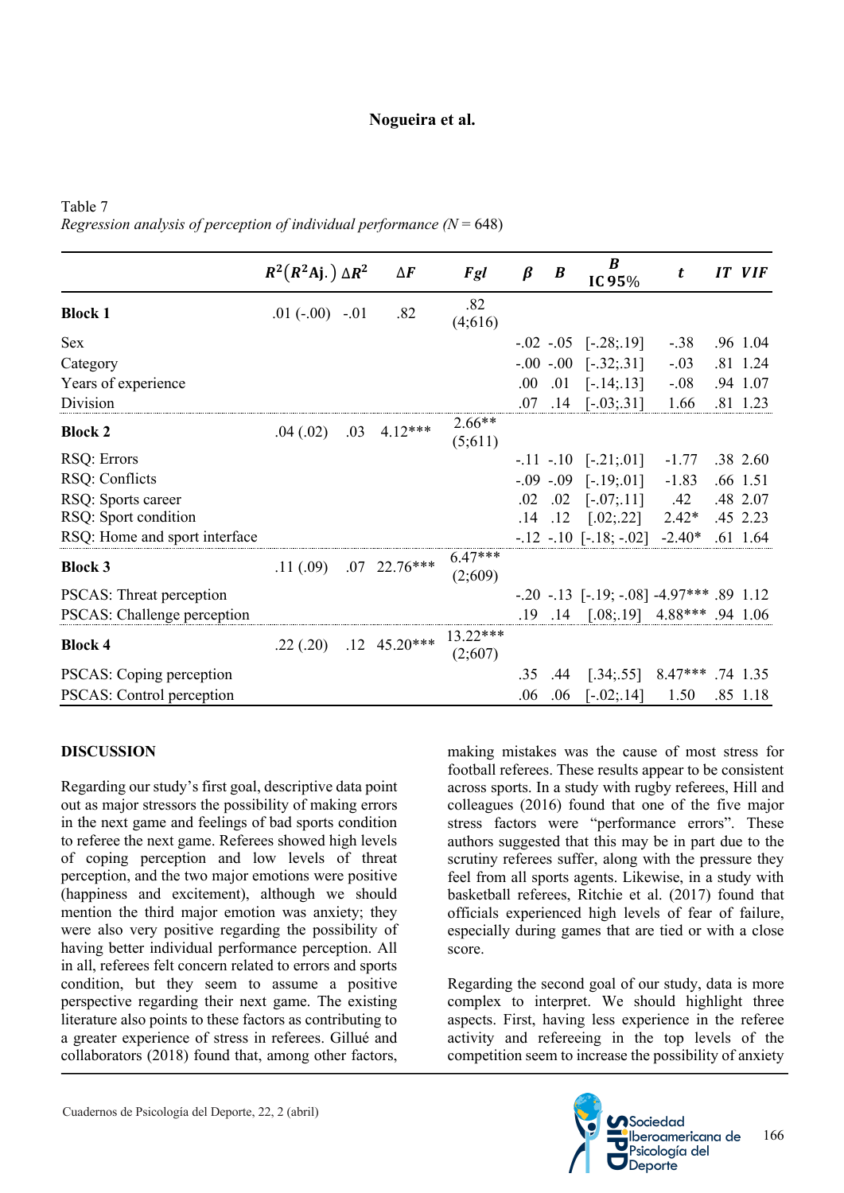Table 7
*Regression analysis of perception of individual performance (N = 648)*

| | $R^2(R^2\text{Aj.})$ | $\Delta R^2$ | $\Delta F$ | *Fgl* | $\beta$ | *B* | *B* IC 95% | *t* | *IT* | *VIF* |
|---|---|---|---|---|---|---|---|---|---|---|
| **Block 1** | .01 (-.00) | -.01 | .82 | .82 (4;616) | | | | | | |
| Sex | | | | | -.02 | -.05 | [-.28;.19] | -.38 | .96 | 1.04 |
| Category | | | | | -.00 | -.00 | [-.32;.31] | -.03 | .81 | 1.24 |
| Years of experience | | | | | .00 | .01 | [-.14;.13] | -.08 | .94 | 1.07 |
| Division | | | | | .07 | .14 | [-.03;.31] | 1.66 | .81 | 1.23 |
| **Block 2** | .04 (.02) | .03 | 4.12*** | 2.66** (5;611) | | | | | | |
| RSQ: Errors | | | | | -.11 | -.10 | [-.21;.01] | -1.77 | .38 | 2.60 |
| RSQ: Conflicts | | | | | -.09 | -.09 | [-.19;.01] | -1.83 | .66 | 1.51 |
| RSQ: Sports career | | | | | .02 | .02 | [-.07;.11] | .42 | .48 | 2.07 |
| RSQ: Sport condition | | | | | .14 | .12 | [.02;.22] | 2.42* | .45 | 2.23 |
| RSQ: Home and sport interface | | | | | -.12 | -.10 | [-.18; -.02] | -2.40* | .61 | 1.64 |
| **Block 3** | .11 (.09) | .07 | 22.76*** | 6.47*** (2;609) | | | | | | |
| PSCAS: Threat perception | | | | | -.20 | -.13 | [-.19;-.08] | -4.97*** | .89 | 1.12 |
| PSCAS: Challenge perception | | | | | .19 | .14 | [.08;.19] | 4.88*** | .94 | 1.06 |
| **Block 4** | .22 (.20) | .12 | 45.20*** | 13.22*** (2;607) | | | | | | |
| PSCAS: Coping perception | | | | | .35 | .44 | [.34;.55] | 8.47*** | .74 | 1.35 |
| PSCAS: Control perception | | | | | .06 | .06 | [-.02;.14] | 1.50 | .85 | 1.18 |

## DISCUSSION

Regarding our study's first goal, descriptive data point out as major stressors the possibility of making errors in the next game and feelings of bad sports condition to referee the next game. Referees showed high levels of coping perception and low levels of threat perception, and the two major emotions were positive (happiness and excitement), although we should mention the third major emotion was anxiety; they were also very positive regarding the possibility of having better individual performance perception. All in all, referees felt concern related to errors and sports condition, but they seem to assume a positive perspective regarding their next game. The existing literature also points to these factors as contributing to a greater experience of stress in referees. Gillué and collaborators (2018) found that, among other factors, making mistakes was the cause of most stress for football referees. These results appear to be consistent across sports. In a study with rugby referees, Hill and colleagues (2016) found that one of the five major stress factors were "performance errors". These authors suggested that this may be in part due to the scrutiny referees suffer, along with the pressure they feel from all sports agents. Likewise, in a study with basketball referees, Ritchie et al. (2017) found that officials experienced high levels of fear of failure, especially during games that are tied or with a close score.

Regarding the second goal of our study, data is more complex to interpret. We should highlight three aspects. First, having less experience in the referee activity and refereeing in the top levels of the competition seem to increase the possibility of anxiety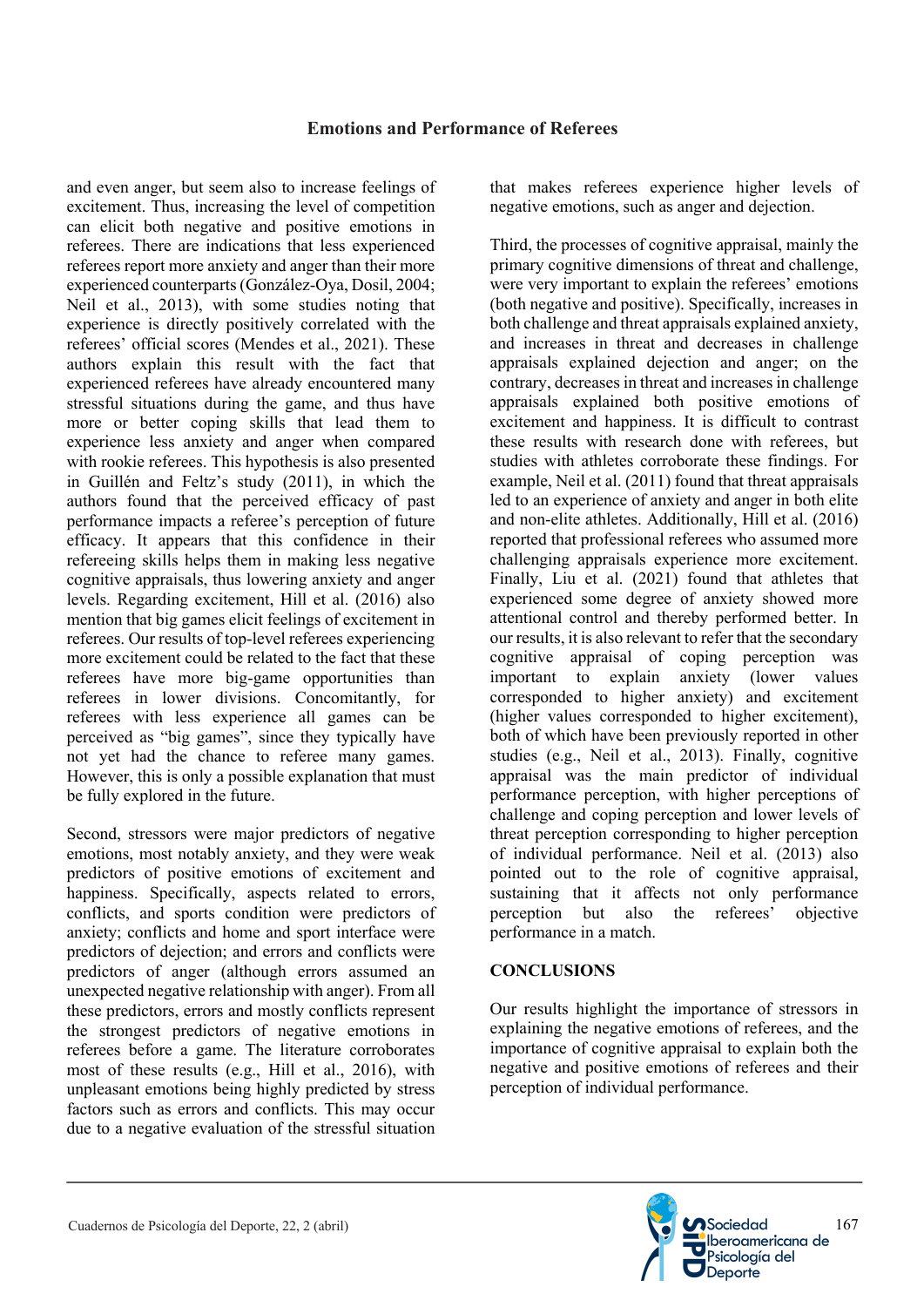and even anger, but seem also to increase feelings of excitement. Thus, increasing the level of competition can elicit both negative and positive emotions in referees. There are indications that less experienced referees report more anxiety and anger than their more experienced counterparts (González-Oya, Dosil, 2004; Neil et al., 2013), with some studies noting that experience is directly positively correlated with the referees' official scores (Mendes et al., 2021). These authors explain this result with the fact that experienced referees have already encountered many stressful situations during the game, and thus have more or better coping skills that lead them to experience less anxiety and anger when compared with rookie referees. This hypothesis is also presented in Guillén and Feltz's study (2011), in which the authors found that the perceived efficacy of past performance impacts a referee's perception of future efficacy. It appears that their confidence in their refereeing skills helps them in making less negative cognitive appraisals, thus lowering anxiety and anger levels. Regarding excitement, Hill et al. (2016) also mention that big games elicit feelings of excitement in referees. Our results of top-level referees experiencing more excitement could be related to the fact that these referees have more big-game opportunities than referees in lower divisions. Concomitantly, for referees with less experience all games can be perceived as "big games", since they typically have not yet had the chance to referee many games. However, this is only a possible explanation that must be fully explored in the future.

Second, stressors were major predictors of negative emotions, most notably anxiety, and they were weak predictors of positive emotions of excitement and happiness. Specifically, aspects related to errors, conflicts, and sports condition were predictors of anxiety; conflicts and home and sport interface were predictors of dejection; and errors and conflicts were predictors of anger (although errors assumed an unexpected negative relationship with anger). From all these predictors, errors and mostly conflicts represent the strongest predictors of negative emotions in referees before a game. The literature corroborates most of these results (e.g., Hill et al., 2016), with unpleasant emotions being highly predicted by stress factors such as errors and conflicts. This may occur due to a negative evaluation of the stressful situation that makes referees experience higher levels of negative emotions, such as anger and dejection.

Third, the processes of cognitive appraisal, mainly the primary cognitive dimensions of threat and challenge, were very important to explain the referees' emotions (both negative and positive). Specifically, increases in both challenge and threat appraisals explained anxiety, and increases in threat and decreases in challenge appraisals explained dejection and anger; on the contrary, decreases in threat and increases in challenge appraisals explained both positive emotions of excitement and happiness. It is difficult to contrast these results with research done with referees, but studies with athletes corroborate these findings. For example, Neil et al. (2011) found that threat appraisals led to an experience of anxiety and anger in both elite and non-elite athletes. Additionally, Hill et al. (2016) reported that professional referees who assumed more challenging appraisals experience more excitement. Finally, Liu et al. (2021) found that athletes that experienced some degree of anxiety showed more attentional control and thereby performed better. In our results, it is also relevant to refer that the secondary cognitive appraisal of coping perception was important to explain anxiety (lower values corresponded to higher anxiety) and excitement (higher values corresponded to higher excitement), both of which have been previously reported in other studies (e.g., Neil et al., 2013). Finally, cognitive appraisal was the main predictor of individual performance perception, with higher perceptions of challenge and coping perception and lower levels of threat perception corresponding to higher perception of individual performance. Neil et al. (2013) also pointed out to the role of cognitive appraisal, sustaining that it affects not only performance perception but also the referees' objective performance in a match.

## CONCLUSIONS

Our results highlight the importance of stressors in explaining the negative emotions of referees, and the importance of cognitive appraisal to explain both the negative and positive emotions of referees and their perception of individual performance.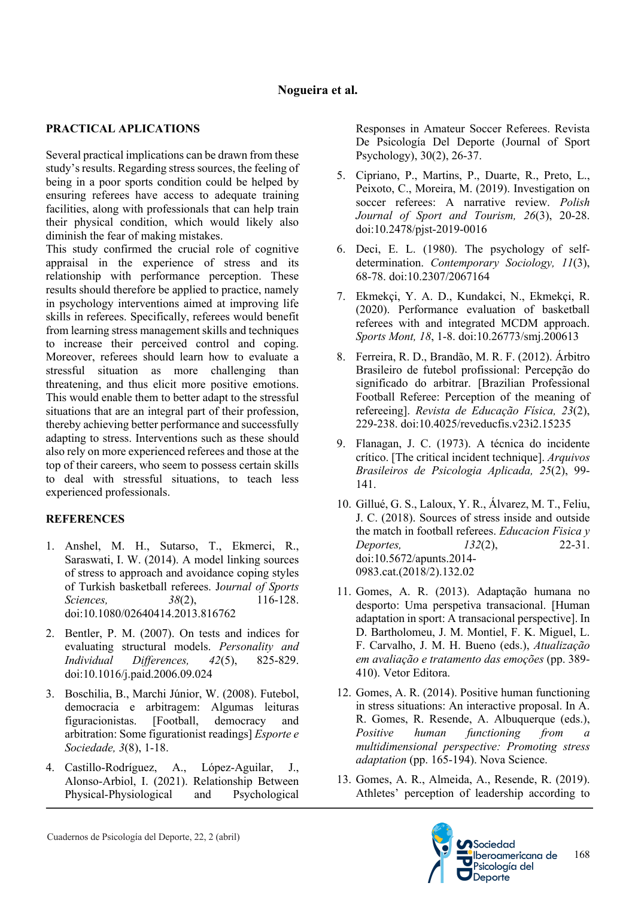## PRACTICAL APLICATIONS

Several practical implications can be drawn from these study's results. Regarding stress sources, the feeling of being in a poor sports condition could be helped by ensuring referees have access to adequate training facilities, along with professionals that can help train their physical condition, which would likely also diminish the fear of making mistakes.

This study confirmed the crucial role of cognitive appraisal in the experience of stress and its relationship with performance perception. These results should therefore be applied to practice, namely in psychology interventions aimed at improving life skills in referees. Specifically, referees would benefit from learning stress management skills and techniques to increase their perceived control and coping. Moreover, referees should learn how to evaluate a stressful situation as more challenging than threatening, and thus elicit more positive emotions. This would enable them to better adapt to the stressful situations that are an integral part of their profession, thereby achieving better performance and successfully adapting to stress. Interventions such as these should also rely on more experienced referees and those at the top of their careers, who seem to possess certain skills to deal with stressful situations, to teach less experienced professionals.

## REFERENCES

1. Anshel, M. H., Sutarso, T., Ekmerci, R., Saraswati, I. W. (2014). A model linking sources of stress to approach and avoidance coping styles of Turkish basketball referees. J*ournal of Sports Sciences, 38*(2), 116-128. doi:10.1080/02640414.2013.816762

2. Bentler, P. M. (2007). On tests and indices for evaluating structural models. *Personality and Individual Differences, 42*(5), 825-829. doi:10.1016/j.paid.2006.09.024

3. Boschilia, B., Marchi Júnior, W. (2008). Futebol, democracia e arbitragem: Algumas leituras figuracionistas. [Football, democracy and arbitration: Some figurationist readings] *Esporte e Sociedade, 3*(8), 1-18.

4. Castillo-Rodríguez, A., López-Aguilar, J., Alonso-Arbiol, I. (2021). Relationship Between Physical-Physiological and Psychological Responses in Amateur Soccer Referees. Revista De Psicología Del Deporte (Journal of Sport Psychology), 30(2), 26-37.

5. Cipriano, P., Martins, P., Duarte, R., Preto, L., Peixoto, C., Moreira, M. (2019). Investigation on soccer referees: A narrative review. *Polish Journal of Sport and Tourism, 26*(3), 20-28. doi:10.2478/pjst-2019-0016

6. Deci, E. L. (1980). The psychology of self-determination. *Contemporary Sociology, 11*(3), 68-78. doi:10.2307/2067164

7. Ekmekçi, Y. A. D., Kundakci, N., Ekmekçi, R. (2020). Performance evaluation of basketball referees with and integrated MCDM approach. *Sports Mont, 18*, 1-8. doi:10.26773/smj.200613

8. Ferreira, R. D., Brandão, M. R. F. (2012). Árbitro Brasileiro de futebol profissional: Percepção do significado do arbitrar. [Brazilian Professional Football Referee: Perception of the meaning of refereeing]. *Revista de Educação Física, 23*(2), 229-238. doi:10.4025/reveducfis.v23i2.15235

9. Flanagan, J. C. (1973). A técnica do incidente crítico. [The critical incident technique]. *Arquivos Brasileiros de Psicologia Aplicada, 25*(2), 99-141.

10. Gillué, G. S., Laloux, Y. R., Álvarez, M. T., Feliu, J. C. (2018). Sources of stress inside and outside the match in football referees. *Educacion Fisica y Deportes, 132*(2), 22-31. doi:10.5672/apunts.2014-0983.cat.(2018/2).132.02

11. Gomes, A. R. (2013). Adaptação humana no desporto: Uma perspetiva transacional. [Human adaptation in sport: A transactional perspective]. In D. Bartholomeu, J. M. Montiel, F. K. Miguel, L. F. Carvalho, J. M. H. Bueno (eds.), *Atualização em avaliação e tratamento das emoções* (pp. 389-410). Vetor Editora.

12. Gomes, A. R. (2014). Positive human functioning in stress situations: An interactive proposal. In A. R. Gomes, R. Resende, A. Albuquerque (eds.), *Positive human functioning from a multidimensional perspective: Promoting stress adaptation* (pp. 165-194). Nova Science.

13. Gomes, A. R., Almeida, A., Resende, R. (2019). Athletes' perception of leadership according to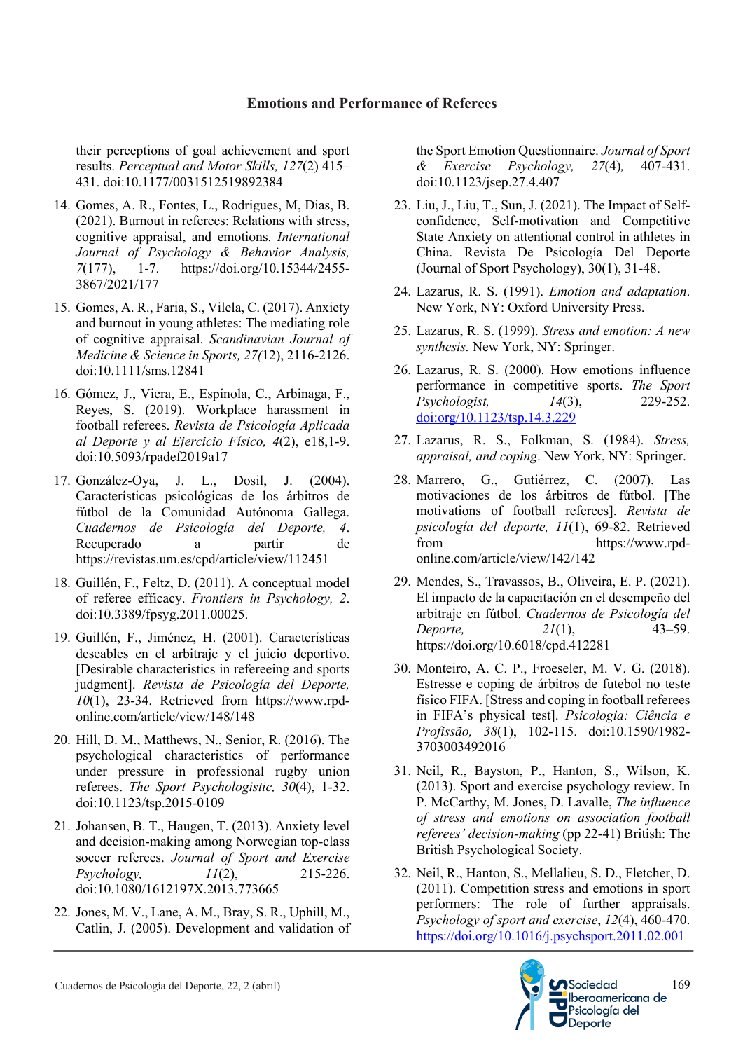their perceptions of goal achievement and sport results. *Perceptual and Motor Skills, 127*(2) 415–431. doi:10.1177/0031512519892384

14. Gomes, A. R., Fontes, L., Rodrigues, M, Dias, B. (2021). Burnout in referees: Relations with stress, cognitive appraisal, and emotions. *International Journal of Psychology & Behavior Analysis, 7*(177), 1-7. https://doi.org/10.15344/2455-3867/2021/177

15. Gomes, A. R., Faria, S., Vilela, C. (2017). Anxiety and burnout in young athletes: The mediating role of cognitive appraisal. *Scandinavian Journal of Medicine & Science in Sports, 27(*12), 2116-2126. doi:10.1111/sms.12841

16. Gómez, J., Viera, E., Espínola, C., Arbinaga, F., Reyes, S. (2019). Workplace harassment in football referees. *Revista de Psicología Aplicada al Deporte y al Ejercicio Físico, 4*(2), e18,1-9. doi:10.5093/rpadef2019a17

17. González-Oya, J. L., Dosil, J. (2004). Características psicológicas de los árbitros de fútbol de la Comunidad Autónoma Gallega. *Cuadernos de Psicología del Deporte, 4*. Recuperado a partir de https://revistas.um.es/cpd/article/view/112451

18. Guillén, F., Feltz, D. (2011). A conceptual model of referee efficacy. *Frontiers in Psychology, 2*. doi:10.3389/fpsyg.2011.00025.

19. Guillén, F., Jiménez, H. (2001). Características deseables en el arbitraje y el juicio deportivo. [Desirable characteristics in refereeing and sports judgment]. *Revista de Psicología del Deporte, 10*(1), 23-34. Retrieved from https://www.rpd-online.com/article/view/148/148

20. Hill, D. M., Matthews, N., Senior, R. (2016). The psychological characteristics of performance under pressure in professional rugby union referees. *The Sport Psychologistic, 30*(4), 1-32. doi:10.1123/tsp.2015-0109

21. Johansen, B. T., Haugen, T. (2013). Anxiety level and decision-making among Norwegian top-class soccer referees. *Journal of Sport and Exercise Psychology, 11*(2), 215-226. doi:10.1080/1612197X.2013.773665

22. Jones, M. V., Lane, A. M., Bray, S. R., Uphill, M., Catlin, J. (2005). Development and validation of the Sport Emotion Questionnaire. *Journal of Sport & Exercise Psychology, 27*(4), 407-431. doi:10.1123/jsep.27.4.407

23. Liu, J., Liu, T., Sun, J. (2021). The Impact of Self-confidence, Self-motivation and Competitive State Anxiety on attentional control in athletes in China. Revista De Psicología Del Deporte (Journal of Sport Psychology), 30(1), 31-48.

24. Lazarus, R. S. (1991). *Emotion and adaptation*. New York, NY: Oxford University Press.

25. Lazarus, R. S. (1999). *Stress and emotion: A new synthesis.* New York, NY: Springer.

26. Lazarus, R. S. (2000). How emotions influence performance in competitive sports. *The Sport Psychologist, 14*(3), 229-252. doi:org/10.1123/tsp.14.3.229

27. Lazarus, R. S., Folkman, S. (1984). *Stress, appraisal, and coping*. New York, NY: Springer.

28. Marrero, G., Gutiérrez, C. (2007). Las motivaciones de los árbitros de fútbol. [The motivations of football referees]. *Revista de psicología del deporte, 11*(1), 69-82. Retrieved from https://www.rpd-online.com/article/view/142/142

29. Mendes, S., Travassos, B., Oliveira, E. P. (2021). El impacto de la capacitación en el desempeño del arbitraje en fútbol. *Cuadernos de Psicología del Deporte, 21*(1), 43–59. https://doi.org/10.6018/cpd.412281

30. Monteiro, A. C. P., Froeseler, M. V. G. (2018). Estresse e coping de árbitros de futebol no teste físico FIFA. [Stress and coping in football referees in FIFA's physical test]. *Psicologia: Ciência e Profissão, 38*(1), 102-115. doi:10.1590/1982-3703003492016

31. Neil, R., Bayston, P., Hanton, S., Wilson, K. (2013). Sport and exercise psychology review. In P. McCarthy, M. Jones, D. Lavalle, *The influence of stress and emotions on association football referees' decision-making* (pp 22-41) British: The British Psychological Society.

32. Neil, R., Hanton, S., Mellalieu, S. D., Fletcher, D. (2011). Competition stress and emotions in sport performers: The role of further appraisals. *Psychology of sport and exercise*, *12*(4), 460-470. https://doi.org/10.1016/j.psychsport.2011.02.001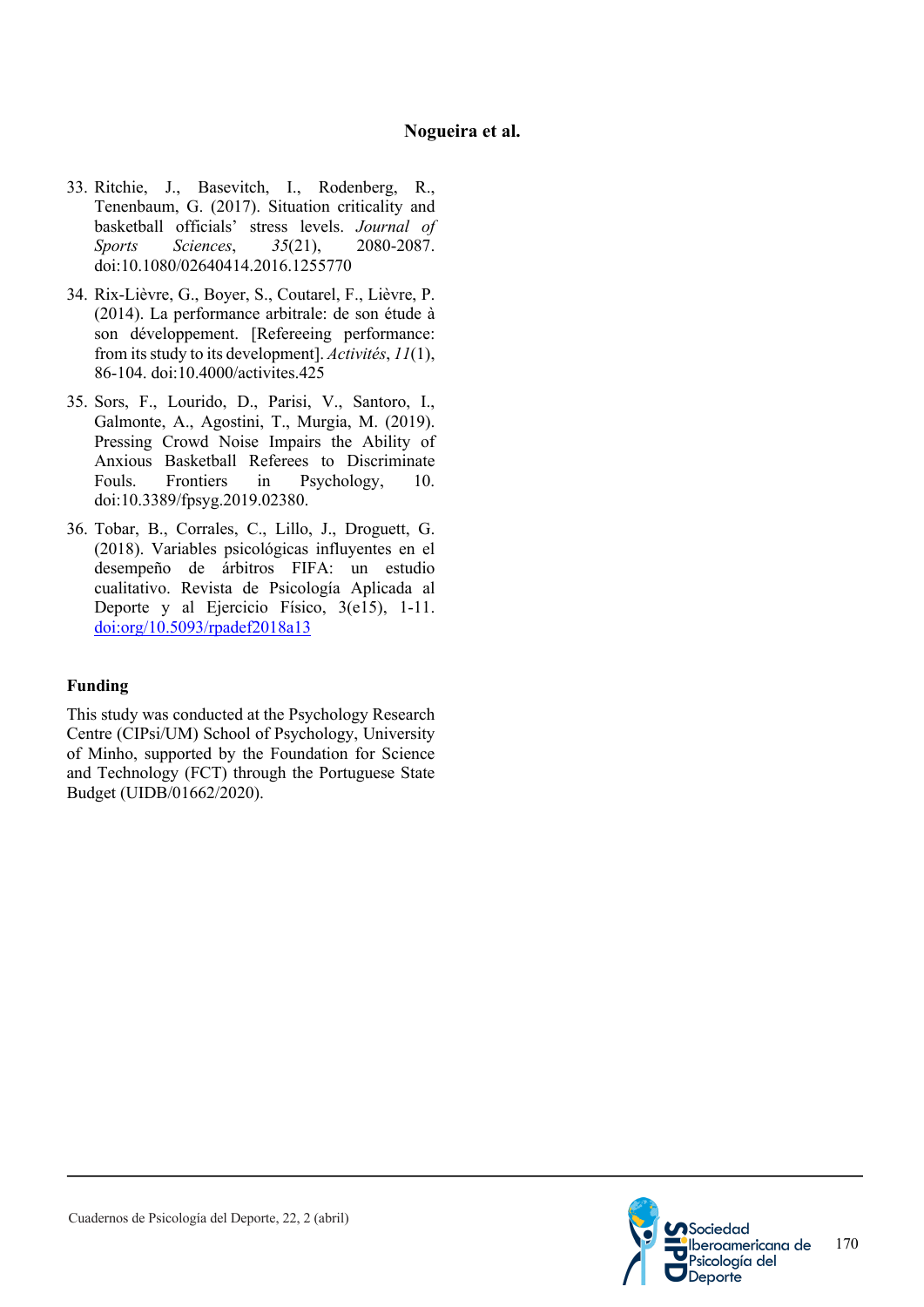33. Ritchie, J., Basevitch, I., Rodenberg, R., Tenenbaum, G. (2017). Situation criticality and basketball officials' stress levels. *Journal of Sports Sciences*, *35*(21), 2080-2087. doi:10.1080/02640414.2016.1255770

34. Rix-Lièvre, G., Boyer, S., Coutarel, F., Lièvre, P. (2014). La performance arbitrale: de son étude à son développement. [Refereeing performance: from its study to its development]. *Activités*, *11*(1), 86-104. doi:10.4000/activites.425

35. Sors, F., Lourido, D., Parisi, V., Santoro, I., Galmonte, A., Agostini, T., Murgia, M. (2019). Pressing Crowd Noise Impairs the Ability of Anxious Basketball Referees to Discriminate Fouls. Frontiers in Psychology, 10. doi:10.3389/fpsyg.2019.02380.

36. Tobar, B., Corrales, C., Lillo, J., Droguett, G. (2018). Variables psicológicas influyentes en el desempeño de árbitros FIFA: un estudio cualitativo. Revista de Psicología Aplicada al Deporte y al Ejercicio Físico, 3(e15), 1-11. doi:org/10.5093/rpadef2018a13

**Funding**

This study was conducted at the Psychology Research Centre (CIPsi/UM) School of Psychology, University of Minho, supported by the Foundation for Science and Technology (FCT) through the Portuguese State Budget (UIDB/01662/2020).